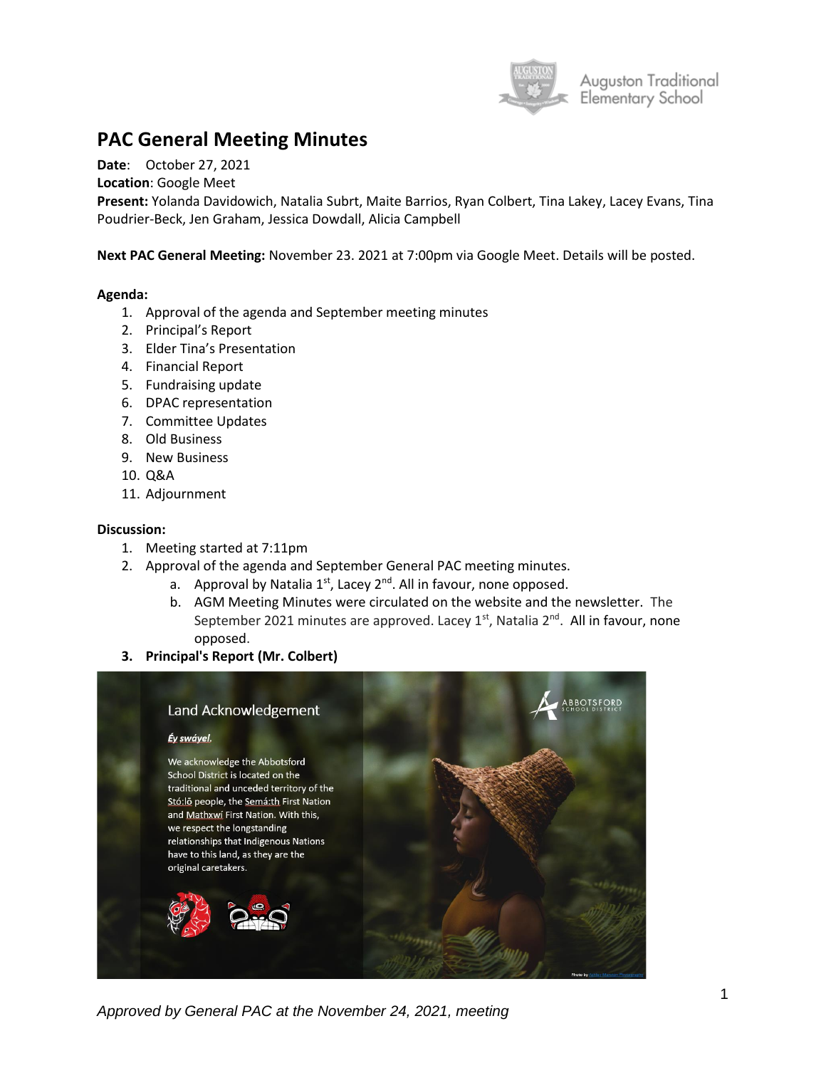# PAC General Meeting Minutes

**Date**: October 27, 2021
**Location**: Google Meet
**Present:** Yolanda Davidowich, Natalia Subrt, Maite Barrios, Ryan Colbert, Tina Lakey, Lacey Evans, Tina Poudrier-Beck, Jen Graham, Jessica Dowdall, Alicia Campbell

**Next PAC General Meeting:** November 23. 2021 at 7:00pm via Google Meet. Details will be posted.

**Agenda:**

1. Approval of the agenda and September meeting minutes
2. Principal's Report
3. Elder Tina's Presentation
4. Financial Report
5. Fundraising update
6. DPAC representation
7. Committee Updates
8. Old Business
9. New Business
10. Q&A
11. Adjournment

**Discussion:**

1. Meeting started at 7:11pm
2. Approval of the agenda and September General PAC meeting minutes.
   a. Approval by Natalia 1st, Lacey 2nd. All in favour, none opposed.
   b. AGM Meeting Minutes were circulated on the website and the newsletter. The September 2021 minutes are approved. Lacey 1st, Natalia 2nd. All in favour, none opposed.
3. **Principal's Report (Mr. Colbert)**

Land Acknowledgement

Éy swáyel.

We acknowledge the Abbotsford School District is located on the traditional and unceded territory of the Stó:lō people, the Semá:th First Nation and Mathxwí First Nation. With this, we respect the longstanding relationships that Indigenous Nations have to this land, as they are the original caretakers.

ABBOTSFORD SCHOOL DISTRICT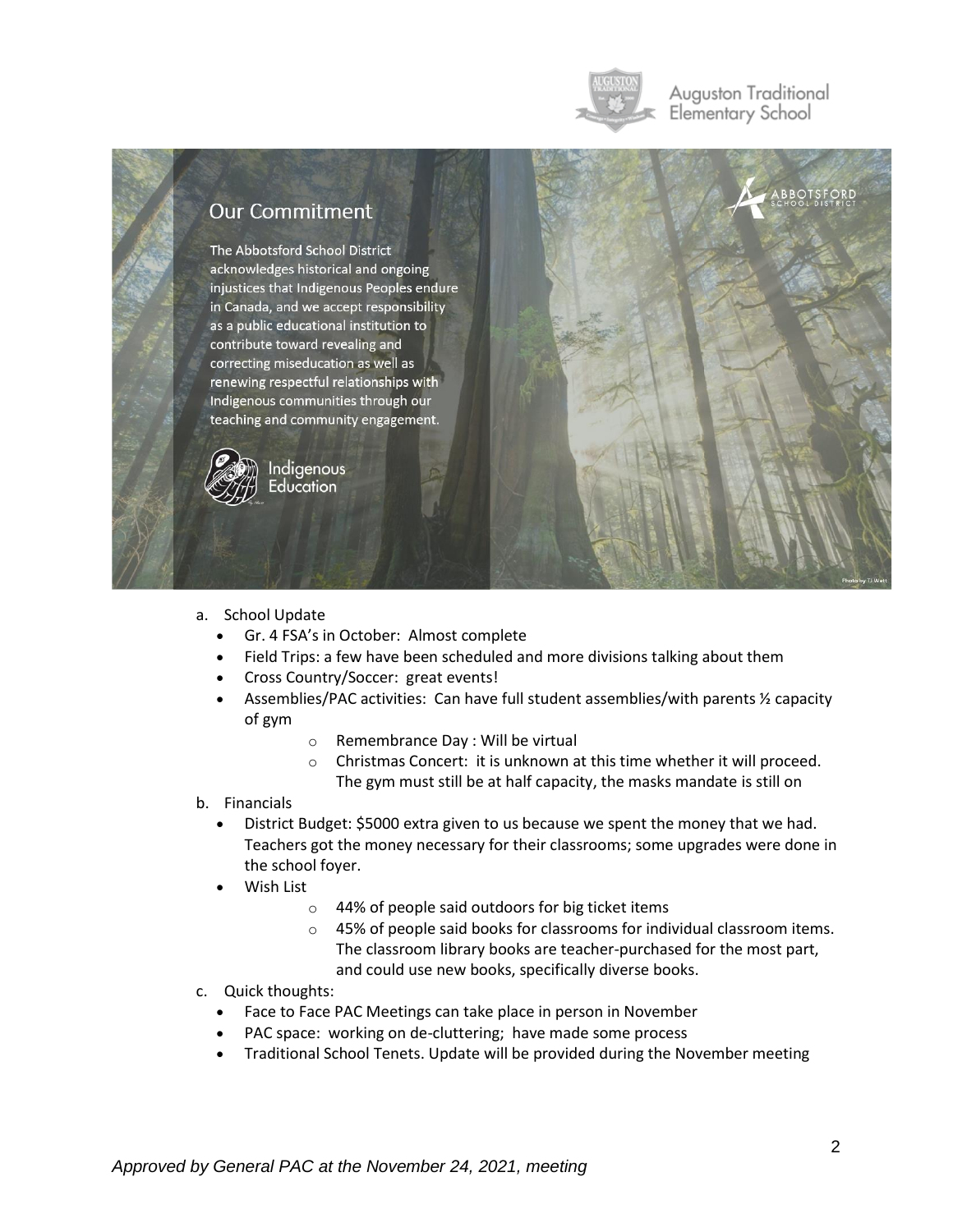## Our Commitment

The Abbotsford School District acknowledges historical and ongoing injustices that Indigenous Peoples endure in Canada, and we accept responsibility as a public educational institution to contribute toward revealing and correcting miseducation as well as renewing respectful relationships with Indigenous communities through our teaching and community engagement.

Indigenous Education

a. School Update
   - Gr. 4 FSA's in October: Almost complete
   - Field Trips: a few have been scheduled and more divisions talking about them
   - Cross Country/Soccer: great events!
   - Assemblies/PAC activities: Can have full student assemblies/with parents ½ capacity of gym
     - Remembrance Day : Will be virtual
     - Christmas Concert: it is unknown at this time whether it will proceed. The gym must still be at half capacity, the masks mandate is still on

b. Financials
   - District Budget: $5000 extra given to us because we spent the money that we had. Teachers got the money necessary for their classrooms; some upgrades were done in the school foyer.
   - Wish List
     - 44% of people said outdoors for big ticket items
     - 45% of people said books for classrooms for individual classroom items. The classroom library books are teacher-purchased for the most part, and could use new books, specifically diverse books.

c. Quick thoughts:
   - Face to Face PAC Meetings can take place in person in November
   - PAC space: working on de-cluttering; have made some process
   - Traditional School Tenets. Update will be provided during the November meeting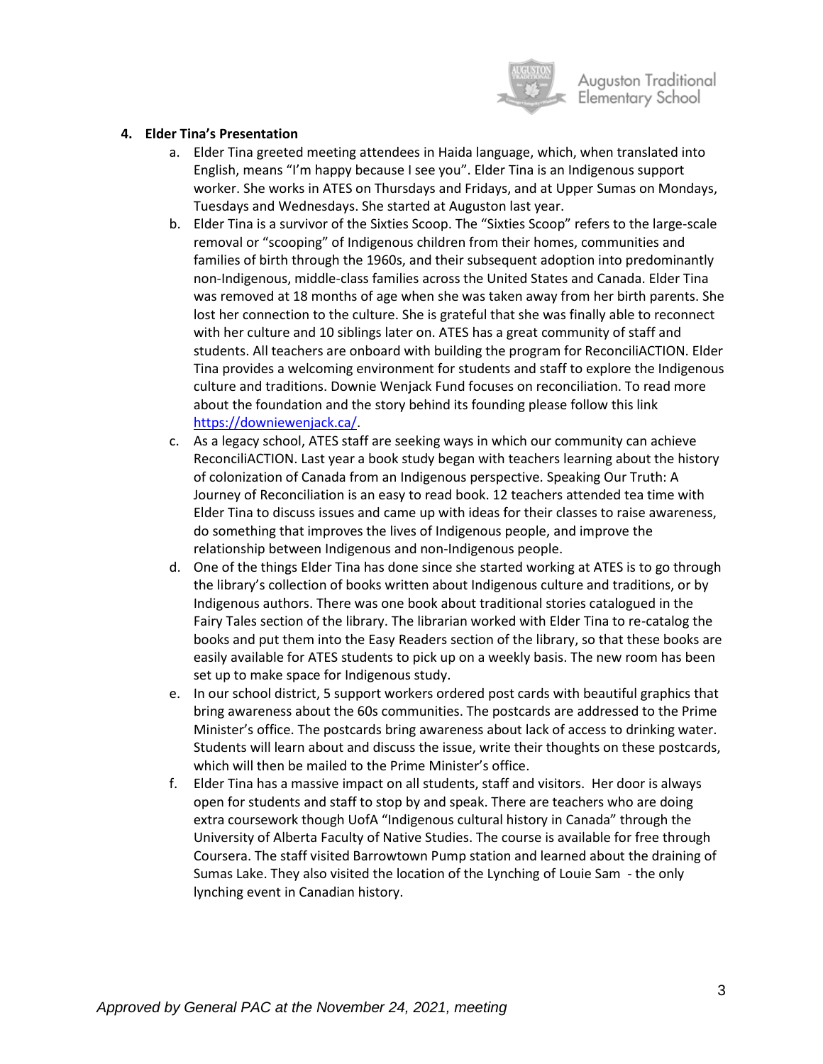**4. Elder Tina's Presentation**

a. Elder Tina greeted meeting attendees in Haida language, which, when translated into English, means "I'm happy because I see you". Elder Tina is an Indigenous support worker. She works in ATES on Thursdays and Fridays, and at Upper Sumas on Mondays, Tuesdays and Wednesdays. She started at Auguston last year.

b. Elder Tina is a survivor of the Sixties Scoop. The "Sixties Scoop" refers to the large-scale removal or "scooping" of Indigenous children from their homes, communities and families of birth through the 1960s, and their subsequent adoption into predominantly non-Indigenous, middle-class families across the United States and Canada. Elder Tina was removed at 18 months of age when she was taken away from her birth parents. She lost her connection to the culture. She is grateful that she was finally able to reconnect with her culture and 10 siblings later on. ATES has a great community of staff and students. All teachers are onboard with building the program for ReconciliACTION. Elder Tina provides a welcoming environment for students and staff to explore the Indigenous culture and traditions. Downie Wenjack Fund focuses on reconciliation. To read more about the foundation and the story behind its founding please follow this link [https://downiewenjack.ca/](https://downiewenjack.ca/).

c. As a legacy school, ATES staff are seeking ways in which our community can achieve ReconciliACTION. Last year a book study began with teachers learning about the history of colonization of Canada from an Indigenous perspective. Speaking Our Truth: A Journey of Reconciliation is an easy to read book. 12 teachers attended tea time with Elder Tina to discuss issues and came up with ideas for their classes to raise awareness, do something that improves the lives of Indigenous people, and improve the relationship between Indigenous and non-Indigenous people.

d. One of the things Elder Tina has done since she started working at ATES is to go through the library's collection of books written about Indigenous culture and traditions, or by Indigenous authors. There was one book about traditional stories catalogued in the Fairy Tales section of the library. The librarian worked with Elder Tina to re-catalog the books and put them into the Easy Readers section of the library, so that these books are easily available for ATES students to pick up on a weekly basis. The new room has been set up to make space for Indigenous study.

e. In our school district, 5 support workers ordered post cards with beautiful graphics that bring awareness about the 60s communities. The postcards are addressed to the Prime Minister's office. The postcards bring awareness about lack of access to drinking water. Students will learn about and discuss the issue, write their thoughts on these postcards, which will then be mailed to the Prime Minister's office.

f. Elder Tina has a massive impact on all students, staff and visitors. Her door is always open for students and staff to stop by and speak. There are teachers who are doing extra coursework though UofA "Indigenous cultural history in Canada" through the University of Alberta Faculty of Native Studies. The course is available for free through Coursera. The staff visited Barrowtown Pump station and learned about the draining of Sumas Lake. They also visited the location of the Lynching of Louie Sam - the only lynching event in Canadian history.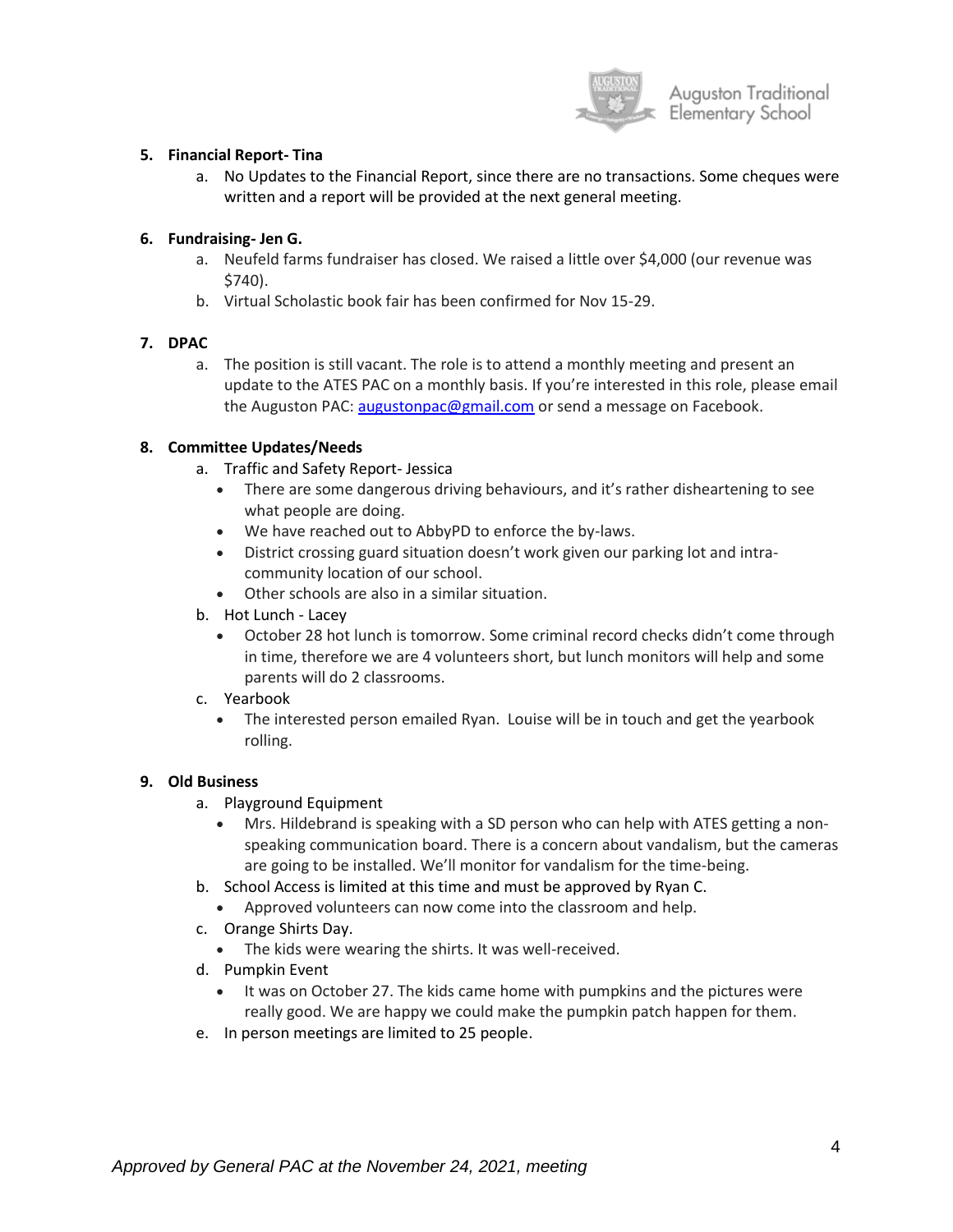**5. Financial Report- Tina**

a. No Updates to the Financial Report, since there are no transactions. Some cheques were written and a report will be provided at the next general meeting.

**6. Fundraising- Jen G.**

a. Neufeld farms fundraiser has closed. We raised a little over $4,000 (our revenue was $740).
b. Virtual Scholastic book fair has been confirmed for Nov 15-29.

**7. DPAC**

a. The position is still vacant. The role is to attend a monthly meeting and present an update to the ATES PAC on a monthly basis. If you're interested in this role, please email the Auguston PAC: augustonpac@gmail.com or send a message on Facebook.

**8. Committee Updates/Needs**

a. Traffic and Safety Report- Jessica
   - There are some dangerous driving behaviours, and it's rather disheartening to see what people are doing.
   - We have reached out to AbbyPD to enforce the by-laws.
   - District crossing guard situation doesn't work given our parking lot and intra-community location of our school.
   - Other schools are also in a similar situation.

b. Hot Lunch - Lacey
   - October 28 hot lunch is tomorrow. Some criminal record checks didn't come through in time, therefore we are 4 volunteers short, but lunch monitors will help and some parents will do 2 classrooms.

c. Yearbook
   - The interested person emailed Ryan. Louise will be in touch and get the yearbook rolling.

**9. Old Business**

a. Playground Equipment
   - Mrs. Hildebrand is speaking with a SD person who can help with ATES getting a non-speaking communication board. There is a concern about vandalism, but the cameras are going to be installed. We'll monitor for vandalism for the time-being.

b. School Access is limited at this time and must be approved by Ryan C.
   - Approved volunteers can now come into the classroom and help.

c. Orange Shirts Day.
   - The kids were wearing the shirts. It was well-received.

d. Pumpkin Event
   - It was on October 27. The kids came home with pumpkins and the pictures were really good. We are happy we could make the pumpkin patch happen for them.

e. In person meetings are limited to 25 people.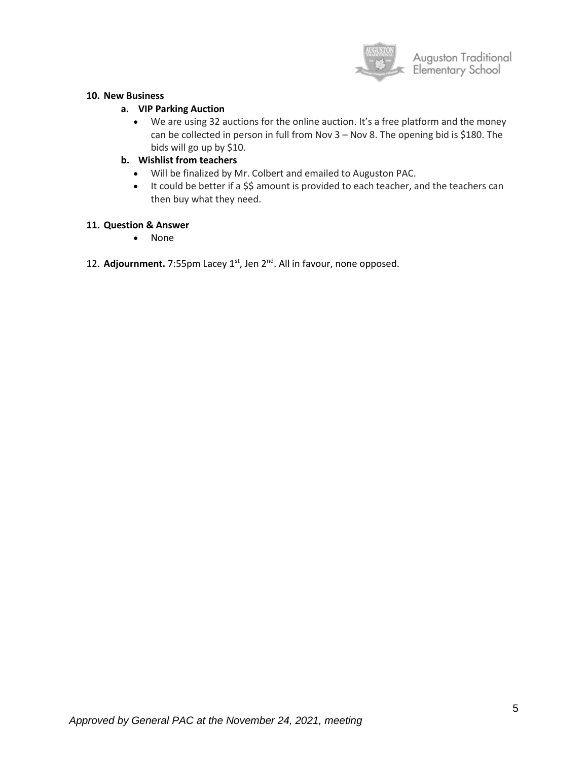**10. New Business**

**a. VIP Parking Auction**

- We are using 32 auctions for the online auction. It's a free platform and the money can be collected in person in full from Nov 3 – Nov 8. The opening bid is $180. The bids will go up by $10.

**b. Wishlist from teachers**

- Will be finalized by Mr. Colbert and emailed to Auguston PAC.
- It could be better if a $$ amount is provided to each teacher, and the teachers can then buy what they need.

**11. Question & Answer**

- None

12. **Adjournment.** 7:55pm Lacey 1st, Jen 2nd. All in favour, none opposed.

*Approved by General PAC at the November 24, 2021, meeting*